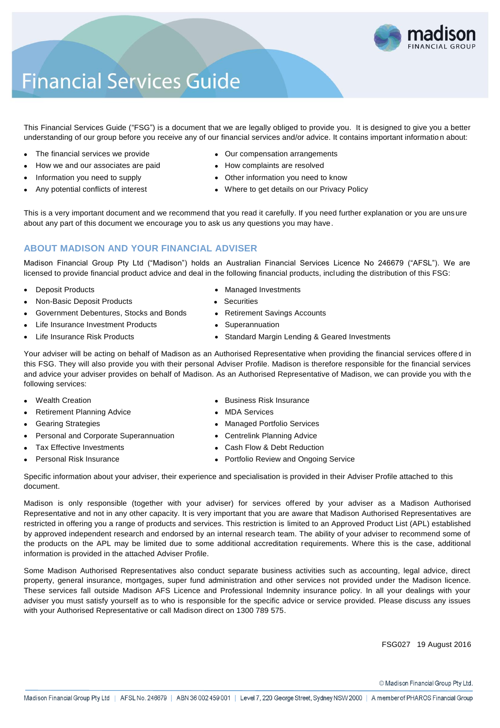# Financial Services Guide

This Financial Services Guide ("FSG") is a document that we are legally obliged to provide you. It is designed to give you a better understanding of our group before you receive any of our financial services and/or advice. It contains important information about:

- The financial services we provide
- How we and our associates are paid
- Information you need to supply
- Any potential conflicts of interest
- Our compensation arrangements
- How complaints are resolved
- Other information you need to know
- Where to get details on our Privacy Policy

This is a very important document and we recommend that you read it carefully. If you need further explanation or you are unsure about any part of this document we encourage you to ask us any questions you may have.

## ABOUT MADISON AND YOUR FINANCIAL ADVISER

Madison Financial Group Pty Ltd ("Madison") holds an Australian Financial Services Licence No 246679 ("AFSL"). We are licensed to provide financial product advice and deal in the following financial products, including the distribution of this FSG:

- Deposit Products
- Non-Basic Deposit Products
- Government Debentures, Stocks and Bonds
- Life Insurance Investment Products
- Life Insurance Risk Products
- Managed Investments
- Securities
- Retirement Savings Accounts
- Superannuation
- Standard Margin Lending & Geared Investments

Your adviser will be acting on behalf of Madison as an Authorised Representative when providing the financial services offered in this FSG. They will also provide you with their personal Adviser Profile. Madison is therefore responsible for the financial services and advice your adviser provides on behalf of Madison. As an Authorised Representative of Madison, we can provide you with the following services:

- Wealth Creation
- Retirement Planning Advice
- Gearing Strategies
- Personal and Corporate Superannuation
- Tax Effective Investments
- Personal Risk Insurance
- Business Risk Insurance
- MDA Services
- Managed Portfolio Services
- Centrelink Planning Advice
- Cash Flow & Debt Reduction
- Portfolio Review and Ongoing Service

Specific information about your adviser, their experience and specialisation is provided in their Adviser Profile attached to this document.

Madison is only responsible (together with your adviser) for services offered by your adviser as a Madison Authorised Representative and not in any other capacity. It is very important that you are aware that Madison Authorised Representatives are restricted in offering you a range of products and services. This restriction is limited to an Approved Product List (APL) established by approved independent research and endorsed by an internal research team. The ability of your adviser to recommend some of the products on the APL may be limited due to some additional accreditation requirements. Where this is the case, additional information is provided in the attached Adviser Profile.

Some Madison Authorised Representatives also conduct separate business activities such as accounting, legal advice, direct property, general insurance, mortgages, super fund administration and other services not provided under the Madison licence. These services fall outside Madison AFS Licence and Professional Indemnity insurance policy. In all your dealings with your adviser you must satisfy yourself as to who is responsible for the specific advice or service provided. Please discuss any issues with your Authorised Representative or call Madison direct on 1300 789 575.

FSG027 19 August 2016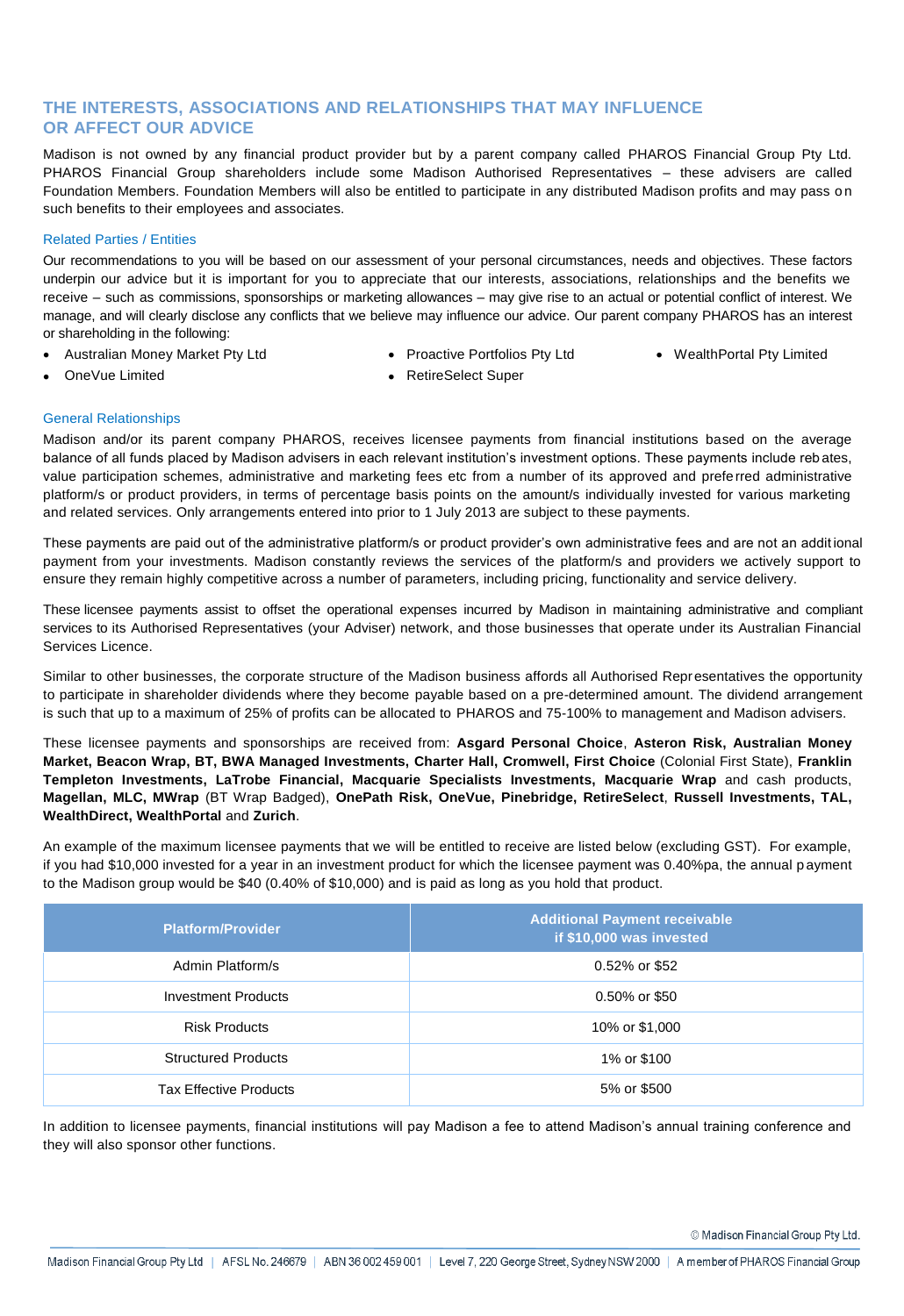## THE INTERESTS, ASSOCIATIONS AND RELATIONSHIPS THAT MAY INFLUENCE OR AFFECT OUR ADVICE

Madison is not owned by any financial product provider but by a parent company called PHAROS Financial Group Pty Ltd. PHAROS Financial Group shareholders include some Madison Authorised Representatives – these advisers are called Foundation Members. Foundation Members will also be entitled to participate in any distributed Madison profits and may pass on such benefits to their employees and associates.

### Related Parties / Entities

Our recommendations to you will be based on our assessment of your personal circumstances, needs and objectives. These factors underpin our advice but it is important for you to appreciate that our interests, associations, relationships and the benefits we receive – such as commissions, sponsorships or marketing allowances – may give rise to an actual or potential conflict of interest. We manage, and will clearly disclose any conflicts that we believe may influence our advice. Our parent company PHAROS has an interest or shareholding in the following:

- Australian Money Market Pty Ltd
- OneVue Limited
- Proactive Portfolios Pty Ltd
- RetireSelect Super
- WealthPortal Pty Limited

### General Relationships

Madison and/or its parent company PHAROS, receives licensee payments from financial institutions based on the average balance of all funds placed by Madison advisers in each relevant institution's investment options. These payments include rebates, value participation schemes, administrative and marketing fees etc from a number of its approved and preferred administrative platform/s or product providers, in terms of percentage basis points on the amount/s individually invested for various marketing and related services. Only arrangements entered into prior to 1 July 2013 are subject to these payments.

These payments are paid out of the administrative platform/s or product provider's own administrative fees and are not an additional payment from your investments. Madison constantly reviews the services of the platform/s and providers we actively support to ensure they remain highly competitive across a number of parameters, including pricing, functionality and service delivery.

These licensee payments assist to offset the operational expenses incurred by Madison in maintaining administrative and compliant services to its Authorised Representatives (your Adviser) network, and those businesses that operate under its Australian Financial Services Licence.

Similar to other businesses, the corporate structure of the Madison business affords all Authorised Representatives the opportunity to participate in shareholder dividends where they become payable based on a pre-determined amount. The dividend arrangement is such that up to a maximum of 25% of profits can be allocated to PHAROS and 75-100% to management and Madison advisers.

These licensee payments and sponsorships are received from: **Asgard Personal Choice**, **Asteron Risk, Australian Money Market, Beacon Wrap, BT, BWA Managed Investments, Charter Hall, Cromwell, First Choice** (Colonial First State), **Franklin Templeton Investments, LaTrobe Financial, Macquarie Specialists Investments, Macquarie Wrap** and cash products, **Magellan, MLC, MWrap** (BT Wrap Badged), **OnePath Risk, OneVue, Pinebridge, RetireSelect**, **Russell Investments, TAL, WealthDirect, WealthPortal** and **Zurich**.

An example of the maximum licensee payments that we will be entitled to receive are listed below (excluding GST). For example, if you had $10,000 invested for a year in an investment product for which the licensee payment was 0.40%pa, the annual payment to the Madison group would be $40 (0.40% of $10,000) and is paid as long as you hold that product.

| Platform/Provider | Additional Payment receivable if $10,000 was invested |
|---|---|
| Admin Platform/s | 0.52% or $52 |
| Investment Products | 0.50% or $50 |
| Risk Products | 10% or $1,000 |
| Structured Products | 1% or $100 |
| Tax Effective Products | 5% or $500 |

In addition to licensee payments, financial institutions will pay Madison a fee to attend Madison's annual training conference and they will also sponsor other functions.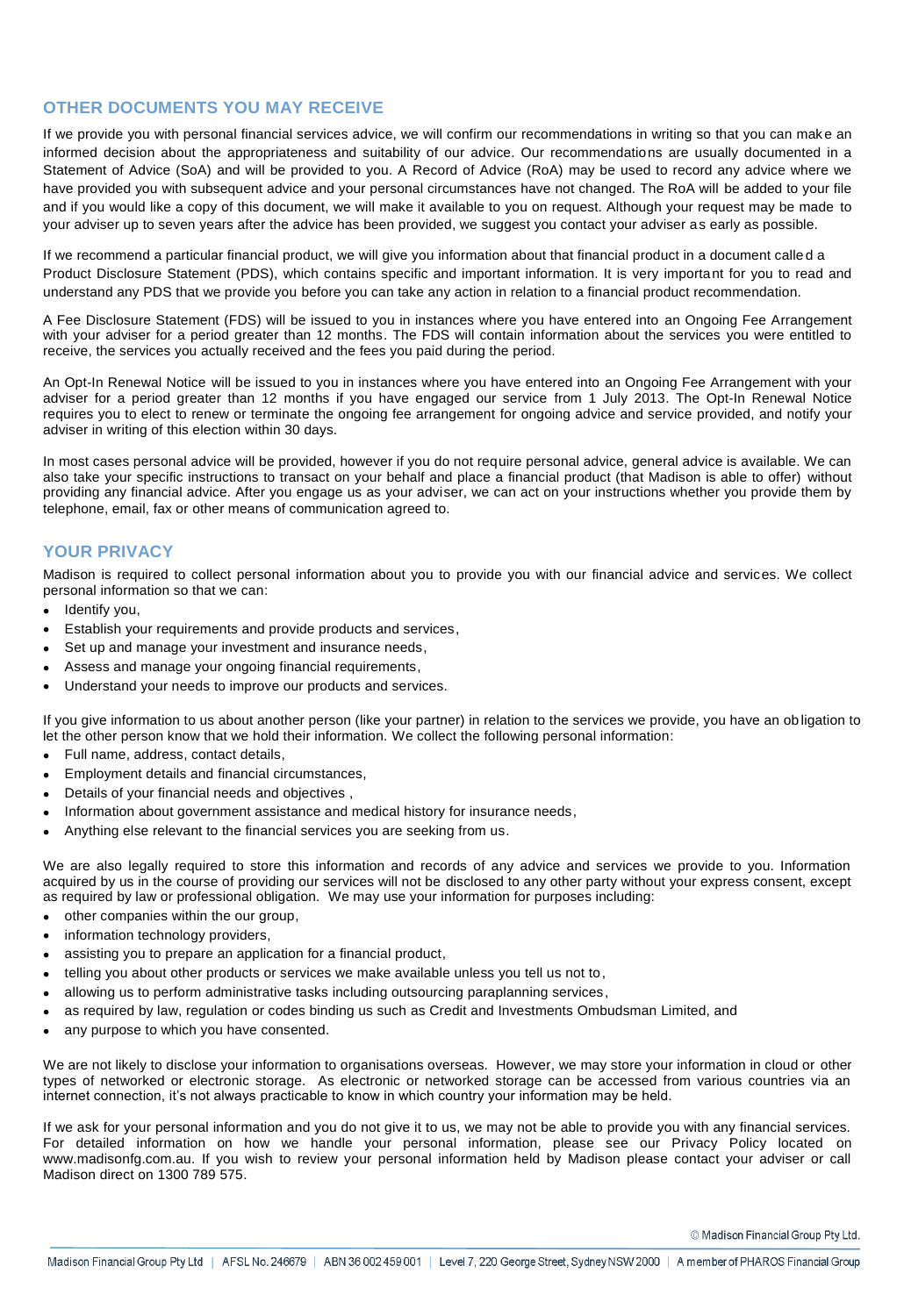## OTHER DOCUMENTS YOU MAY RECEIVE

If we provide you with personal financial services advice, we will confirm our recommendations in writing so that you can make an informed decision about the appropriateness and suitability of our advice. Our recommendations are usually documented in a Statement of Advice (SoA) and will be provided to you. A Record of Advice (RoA) may be used to record any advice where we have provided you with subsequent advice and your personal circumstances have not changed. The RoA will be added to your file and if you would like a copy of this document, we will make it available to you on request. Although your request may be made to your adviser up to seven years after the advice has been provided, we suggest you contact your adviser as early as possible.

If we recommend a particular financial product, we will give you information about that financial product in a document called a Product Disclosure Statement (PDS), which contains specific and important information. It is very important for you to read and understand any PDS that we provide you before you can take any action in relation to a financial product recommendation.

A Fee Disclosure Statement (FDS) will be issued to you in instances where you have entered into an Ongoing Fee Arrangement with your adviser for a period greater than 12 months. The FDS will contain information about the services you were entitled to receive, the services you actually received and the fees you paid during the period.

An Opt-In Renewal Notice will be issued to you in instances where you have entered into an Ongoing Fee Arrangement with your adviser for a period greater than 12 months if you have engaged our service from 1 July 2013. The Opt-In Renewal Notice requires you to elect to renew or terminate the ongoing fee arrangement for ongoing advice and service provided, and notify your adviser in writing of this election within 30 days.

In most cases personal advice will be provided, however if you do not require personal advice, general advice is available. We can also take your specific instructions to transact on your behalf and place a financial product (that Madison is able to offer) without providing any financial advice. After you engage us as your adviser, we can act on your instructions whether you provide them by telephone, email, fax or other means of communication agreed to.

## YOUR PRIVACY

Madison is required to collect personal information about you to provide you with our financial advice and services. We collect personal information so that we can:

- Identify you,
- Establish your requirements and provide products and services,
- Set up and manage your investment and insurance needs,
- Assess and manage your ongoing financial requirements,
- Understand your needs to improve our products and services.

If you give information to us about another person (like your partner) in relation to the services we provide, you have an obligation to let the other person know that we hold their information. We collect the following personal information:

- Full name, address, contact details,
- Employment details and financial circumstances,
- Details of your financial needs and objectives ,
- Information about government assistance and medical history for insurance needs,
- Anything else relevant to the financial services you are seeking from us.

We are also legally required to store this information and records of any advice and services we provide to you. Information acquired by us in the course of providing our services will not be disclosed to any other party without your express consent, except as required by law or professional obligation. We may use your information for purposes including:

- other companies within the our group,
- information technology providers,
- assisting you to prepare an application for a financial product,
- telling you about other products or services we make available unless you tell us not to,
- allowing us to perform administrative tasks including outsourcing paraplanning services,
- as required by law, regulation or codes binding us such as Credit and Investments Ombudsman Limited, and
- any purpose to which you have consented.

We are not likely to disclose your information to organisations overseas. However, we may store your information in cloud or other types of networked or electronic storage. As electronic or networked storage can be accessed from various countries via an internet connection, it's not always practicable to know in which country your information may be held.

If we ask for your personal information and you do not give it to us, we may not be able to provide you with any financial services. For detailed information on how we handle your personal information, please see our Privacy Policy located on www.madisonfg.com.au. If you wish to review your personal information held by Madison please contact your adviser or call Madison direct on 1300 789 575.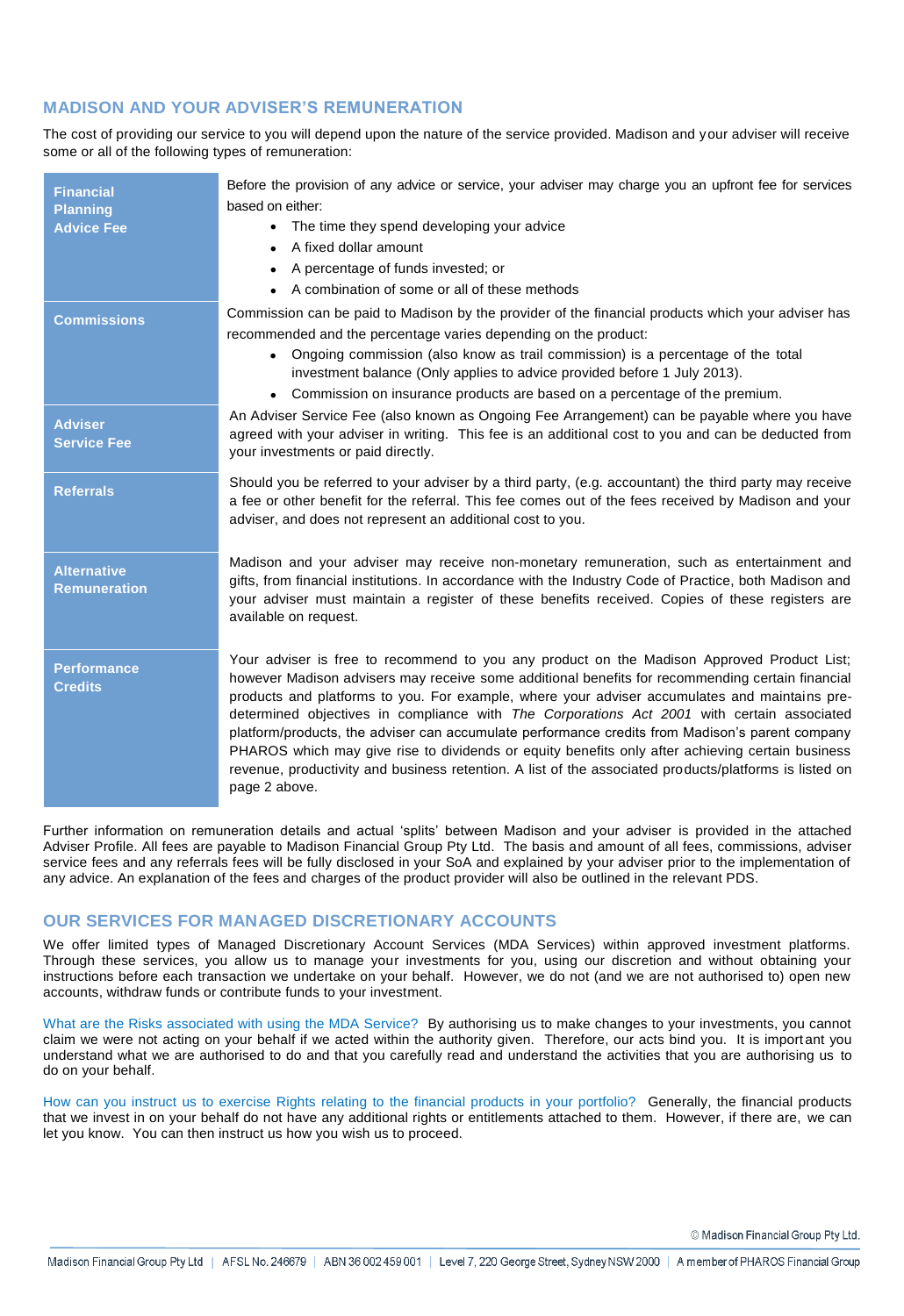## MADISON AND YOUR ADVISER'S REMUNERATION

The cost of providing our service to you will depend upon the nature of the service provided. Madison and your adviser will receive some or all of the following types of remuneration:

| | |
|---|---|
| **Financial Planning Advice Fee** | Before the provision of any advice or service, your adviser may charge you an upfront fee for services based on either:<br>• The time they spend developing your advice<br>• A fixed dollar amount<br>• A percentage of funds invested; or<br>• A combination of some or all of these methods |
| **Commissions** | Commission can be paid to Madison by the provider of the financial products which your adviser has recommended and the percentage varies depending on the product:<br>• Ongoing commission (also know as trail commission) is a percentage of the total investment balance (Only applies to advice provided before 1 July 2013).<br>• Commission on insurance products are based on a percentage of the premium. |
| **Adviser Service Fee** | An Adviser Service Fee (also known as Ongoing Fee Arrangement) can be payable where you have agreed with your adviser in writing. This fee is an additional cost to you and can be deducted from your investments or paid directly. |
| **Referrals** | Should you be referred to your adviser by a third party, (e.g. accountant) the third party may receive a fee or other benefit for the referral. This fee comes out of the fees received by Madison and your adviser, and does not represent an additional cost to you. |
| **Alternative Remuneration** | Madison and your adviser may receive non-monetary remuneration, such as entertainment and gifts, from financial institutions. In accordance with the Industry Code of Practice, both Madison and your adviser must maintain a register of these benefits received. Copies of these registers are available on request. |
| **Performance Credits** | Your adviser is free to recommend to you any product on the Madison Approved Product List; however Madison advisers may receive some additional benefits for recommending certain financial products and platforms to you. For example, where your adviser accumulates and maintains pre-determined objectives in compliance with *The Corporations Act 2001* with certain associated platform/products, the adviser can accumulate performance credits from Madison's parent company PHAROS which may give rise to dividends or equity benefits only after achieving certain business revenue, productivity and business retention. A list of the associated products/platforms is listed on page 2 above. |

Further information on remuneration details and actual 'splits' between Madison and your adviser is provided in the attached Adviser Profile. All fees are payable to Madison Financial Group Pty Ltd. The basis and amount of all fees, commissions, adviser service fees and any referrals fees will be fully disclosed in your SoA and explained by your adviser prior to the implementation of any advice. An explanation of the fees and charges of the product provider will also be outlined in the relevant PDS.

## OUR SERVICES FOR MANAGED DISCRETIONARY ACCOUNTS

We offer limited types of Managed Discretionary Account Services (MDA Services) within approved investment platforms. Through these services, you allow us to manage your investments for you, using our discretion and without obtaining your instructions before each transaction we undertake on your behalf. However, we do not (and we are not authorised to) open new accounts, withdraw funds or contribute funds to your investment.

What are the Risks associated with using the MDA Service? By authorising us to make changes to your investments, you cannot claim we were not acting on your behalf if we acted within the authority given. Therefore, our acts bind you. It is important you understand what we are authorised to do and that you carefully read and understand the activities that you are authorising us to do on your behalf.

How can you instruct us to exercise Rights relating to the financial products in your portfolio? Generally, the financial products that we invest in on your behalf do not have any additional rights or entitlements attached to them. However, if there are, we can let you know. You can then instruct us how you wish us to proceed.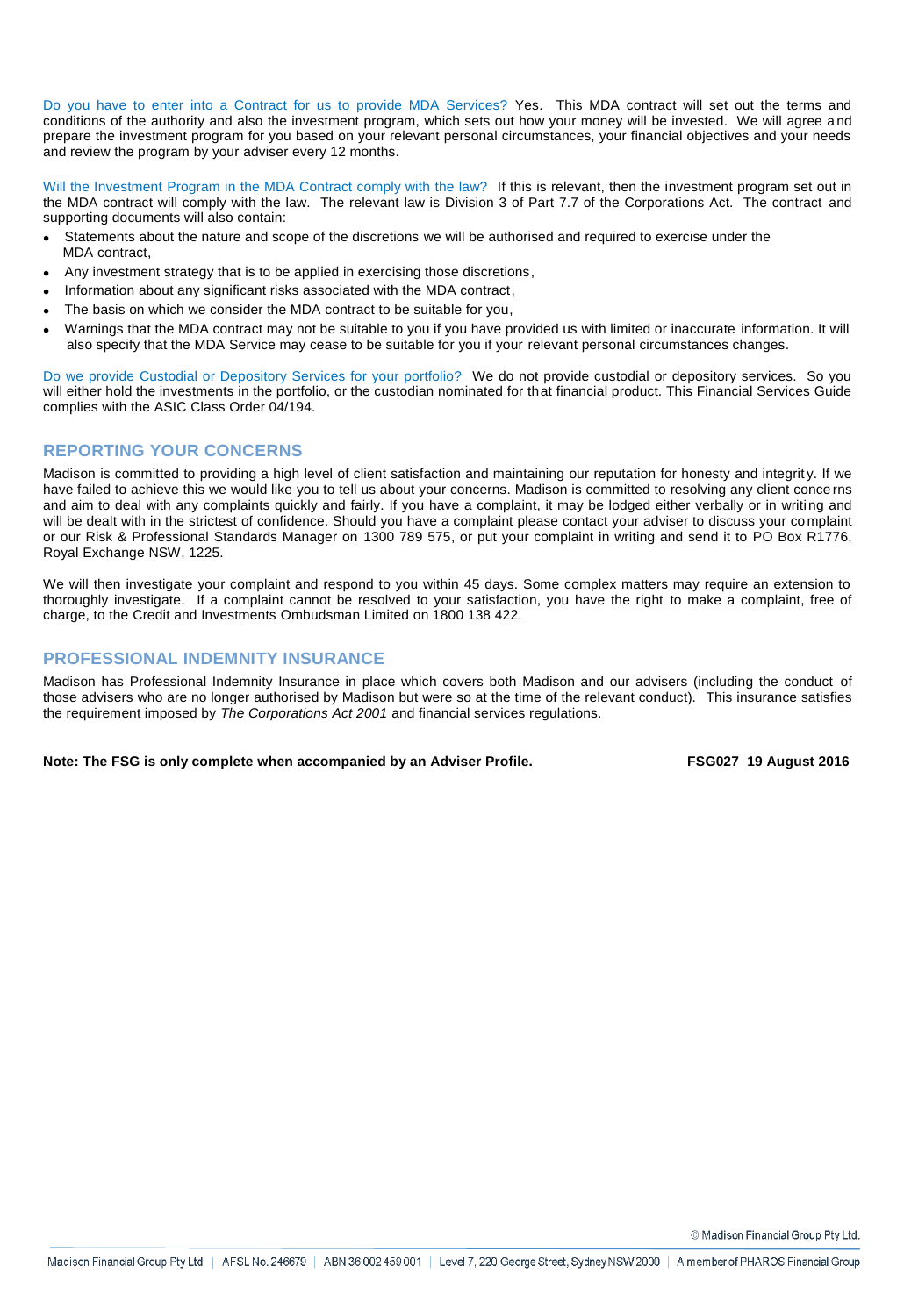Do you have to enter into a Contract for us to provide MDA Services? Yes. This MDA contract will set out the terms and conditions of the authority and also the investment program, which sets out how your money will be invested. We will agree and prepare the investment program for you based on your relevant personal circumstances, your financial objectives and your needs and review the program by your adviser every 12 months.

Will the Investment Program in the MDA Contract comply with the law? If this is relevant, then the investment program set out in the MDA contract will comply with the law. The relevant law is Division 3 of Part 7.7 of the Corporations Act. The contract and supporting documents will also contain:

- Statements about the nature and scope of the discretions we will be authorised and required to exercise under the MDA contract,
- Any investment strategy that is to be applied in exercising those discretions,
- Information about any significant risks associated with the MDA contract,
- The basis on which we consider the MDA contract to be suitable for you,
- Warnings that the MDA contract may not be suitable to you if you have provided us with limited or inaccurate information. It will also specify that the MDA Service may cease to be suitable for you if your relevant personal circumstances changes.

Do we provide Custodial or Depository Services for your portfolio? We do not provide custodial or depository services. So you will either hold the investments in the portfolio, or the custodian nominated for that financial product. This Financial Services Guide complies with the ASIC Class Order 04/194.

## REPORTING YOUR CONCERNS

Madison is committed to providing a high level of client satisfaction and maintaining our reputation for honesty and integrity. If we have failed to achieve this we would like you to tell us about your concerns. Madison is committed to resolving any client concerns and aim to deal with any complaints quickly and fairly. If you have a complaint, it may be lodged either verbally or in writing and will be dealt with in the strictest of confidence. Should you have a complaint please contact your adviser to discuss your complaint or our Risk & Professional Standards Manager on 1300 789 575, or put your complaint in writing and send it to PO Box R1776, Royal Exchange NSW, 1225.

We will then investigate your complaint and respond to you within 45 days. Some complex matters may require an extension to thoroughly investigate. If a complaint cannot be resolved to your satisfaction, you have the right to make a complaint, free of charge, to the Credit and Investments Ombudsman Limited on 1800 138 422.

## PROFESSIONAL INDEMNITY INSURANCE

Madison has Professional Indemnity Insurance in place which covers both Madison and our advisers (including the conduct of those advisers who are no longer authorised by Madison but were so at the time of the relevant conduct). This insurance satisfies the requirement imposed by *The Corporations Act 2001* and financial services regulations.

**Note: The FSG is only complete when accompanied by an Adviser Profile.** **FSG027 19 August 2016**